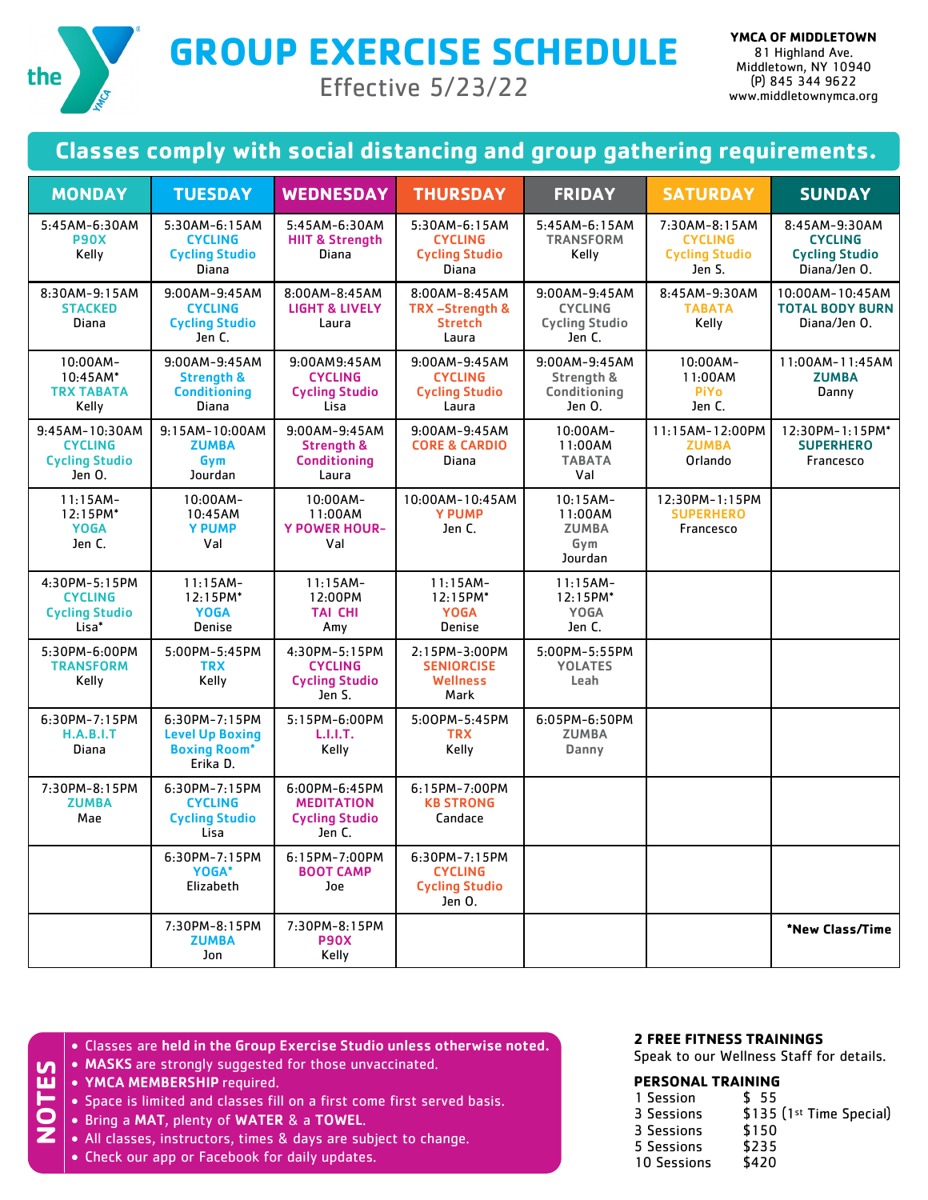# GROUP EXERCISE SCHEDULE

Effective 5/23/22

**YMCA OF MIDDLETOWN**
81 Highland Ave.
Middletown, NY 10940
(P) 845 344 9622
www.middletownymca.org

## Classes comply with social distancing and group gathering requirements.

| MONDAY | TUESDAY | WEDNESDAY | THURSDAY | FRIDAY | SATURDAY | SUNDAY |
|---|---|---|---|---|---|---|
| 5:45AM-6:30AM **P90X** Kelly | 5:30AM-6:15AM **CYCLING** **Cycling Studio** Diana | 5:45AM-6:30AM **HIIT & Strength** Diana | 5:30AM-6:15AM **CYCLING** **Cycling Studio** Diana | 5:45AM-6:15AM **TRANSFORM** Kelly | 7:30AM-8:15AM **CYCLING** **Cycling Studio** Jen S. | 8:45AM-9:30AM **CYCLING** **Cycling Studio** Diana/Jen O. |
| 8:30AM-9:15AM **STACKED** Diana | 9:00AM-9:45AM **CYCLING** **Cycling Studio** Jen C. | 8:00AM-8:45AM **LIGHT & LIVELY** Laura | 8:00AM-8:45AM **TRX –Strength & Stretch** Laura | 9:00AM-9:45AM **CYCLING** **Cycling Studio** Jen C. | 8:45AM-9:30AM **TABATA** Kelly | 10:00AM-10:45AM **TOTAL BODY BURN** Diana/Jen O. |
| 10:00AM-10:45AM* **TRX TABATA** Kelly | 9:00AM-9:45AM **Strength & Conditioning** Diana | 9:00AM9:45AM **CYCLING** **Cycling Studio** Lisa | 9:00AM-9:45AM **CYCLING** **Cycling Studio** Laura | 9:00AM-9:45AM **Strength & Conditioning** Jen O. | 10:00AM-11:00AM **PiYo** Jen C. | 11:00AM-11:45AM **ZUMBA** Danny |
| 9:45AM-10:30AM **CYCLING** **Cycling Studio** Jen O. | 9:15AM-10:00AM **ZUMBA** **Gym** Jourdan | 9:00AM-9:45AM **Strength & Conditioning** Laura | 9:00AM-9:45AM **CORE & CARDIO** Diana | 10:00AM-11:00AM **TABATA** Val | 11:15AM-12:00PM **ZUMBA** Orlando | 12:30PM-1:15PM* **SUPERHERO** Francesco |
| 11:15AM-12:15PM* **YOGA** Jen C. | 10:00AM-10:45AM **Y PUMP** Val | 10:00AM-11:00AM **Y POWER HOUR–** Val | 10:00AM-10:45AM **Y PUMP** Jen C. | 10:15AM-11:00AM **ZUMBA** **Gym** Jourdan | 12:30PM-1:15PM **SUPERHERO** Francesco | |
| 4:30PM-5:15PM **CYCLING** **Cycling Studio** Lisa* | 11:15AM-12:15PM* **YOGA** Denise | 11:15AM-12:00PM **TAI CHI** Amy | 11:15AM-12:15PM* **YOGA** Denise | 11:15AM-12:15PM* **YOGA** Jen C. | | |
| 5:30PM-6:00PM **TRANSFORM** Kelly | 5:00PM-5:45PM **TRX** Kelly | 4:30PM-5:15PM **CYCLING** **Cycling Studio** Jen S. | 2:15PM-3:00PM **SENIORCISE** **Wellness** Mark | 5:00PM-5:55PM **YOLATES** Leah | | |
| 6:30PM-7:15PM **H.A.B.I.T** Diana | 6:30PM-7:15PM **Level Up Boxing** **Boxing Room*** Erika D. | 5:15PM-6:00PM **L.I.I.T.** Kelly | 5:00PM-5:45PM **TRX** Kelly | 6:05PM-6:50PM **ZUMBA** Danny | | |
| 7:30PM-8:15PM **ZUMBA** Mae | 6:30PM-7:15PM **CYCLING** **Cycling Studio** Lisa | 6:00PM-6:45PM **MEDITATION** **Cycling Studio** Jen C. | 6:15PM-7:00PM **KB STRONG** Candace | | | |
| | 6:30PM-7:15PM **YOGA*** Elizabeth | 6:15PM-7:00PM **BOOT CAMP** Joe | 6:30PM-7:15PM **CYCLING** **Cycling Studio** Jen O. | | | |
| | 7:30PM-8:15PM **ZUMBA** Jon | 7:30PM-8:15PM **P90X** Kelly | | | | ***New Class/Time** |

## NOTES

- Classes are **held in the Group Exercise Studio unless otherwise noted.**
- **MASKS** are strongly suggested for those unvaccinated.
- **YMCA MEMBERSHIP** required.
- Space is limited and classes fill on a first come first served basis.
- Bring a **MAT**, plenty of **WATER** & a **TOWEL**.
- All classes, instructors, times & days are subject to change.
- Check our app or Facebook for daily updates.

**2 FREE FITNESS TRAININGS**
Speak to our Wellness Staff for details.

**PERSONAL TRAINING**

| | |
|---|---|
| 1 Session | $ 55 |
| 3 Sessions | $135 (1st Time Special) |
| 3 Sessions | $150 |
| 5 Sessions | $235 |
| 10 Sessions | $420 |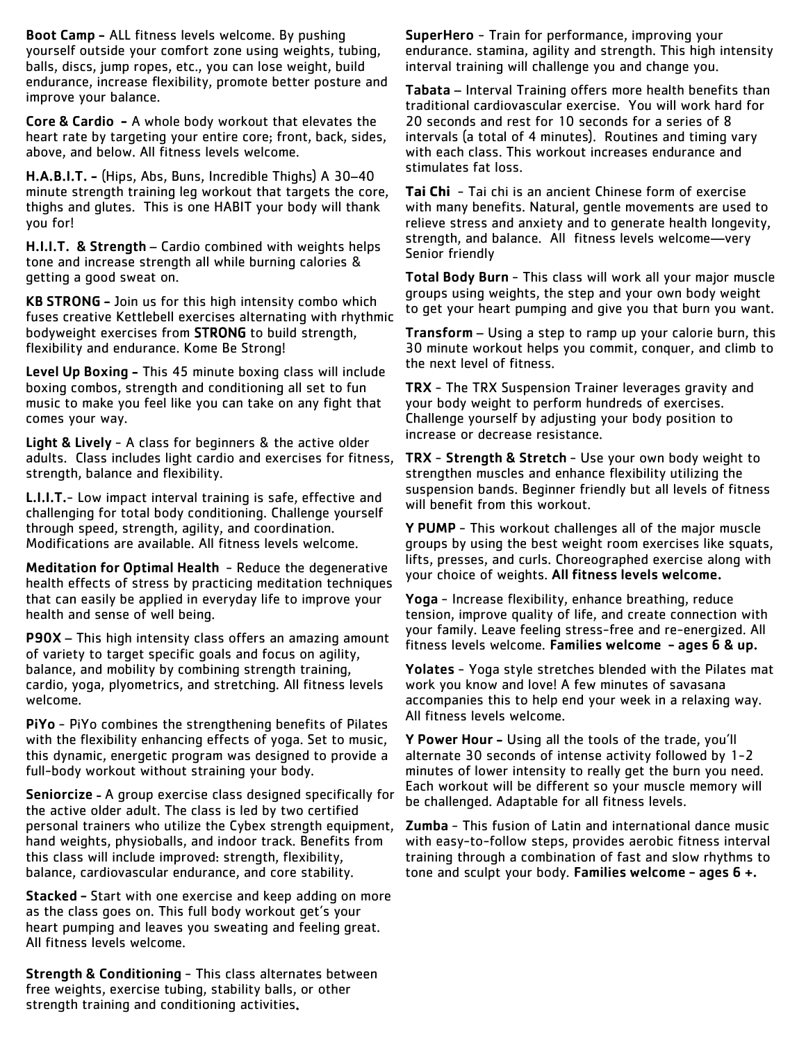**Boot Camp -** ALL fitness levels welcome. By pushing yourself outside your comfort zone using weights, tubing, balls, discs, jump ropes, etc., you can lose weight, build endurance, increase flexibility, promote better posture and improve your balance.

**Core & Cardio -** A whole body workout that elevates the heart rate by targeting your entire core; front, back, sides, above, and below. All fitness levels welcome.

**H.A.B.I.T. -** (Hips, Abs, Buns, Incredible Thighs) A 30–40 minute strength training leg workout that targets the core, thighs and glutes. This is one HABIT your body will thank you for!

**H.I.I.T. & Strength** – Cardio combined with weights helps tone and increase strength all while burning calories & getting a good sweat on.

**KB STRONG -** Join us for this high intensity combo which fuses creative Kettlebell exercises alternating with rhythmic bodyweight exercises from **STRONG** to build strength, flexibility and endurance. Kome Be Strong!

**Level Up Boxing -** This 45 minute boxing class will include boxing combos, strength and conditioning all set to fun music to make you feel like you can take on any fight that comes your way.

**Light & Lively** - A class for beginners & the active older adults. Class includes light cardio and exercises for fitness, strength, balance and flexibility.

**L.I.I.T.**- Low impact interval training is safe, effective and challenging for total body conditioning. Challenge yourself through speed, strength, agility, and coordination. Modifications are available. All fitness levels welcome.

**Meditation for Optimal Health** - Reduce the degenerative health effects of stress by practicing meditation techniques that can easily be applied in everyday life to improve your health and sense of well being.

**P90X** – This high intensity class offers an amazing amount of variety to target specific goals and focus on agility, balance, and mobility by combining strength training, cardio, yoga, plyometrics, and stretching. All fitness levels welcome.

**PiYo** - PiYo combines the strengthening benefits of Pilates with the flexibility enhancing effects of yoga. Set to music, this dynamic, energetic program was designed to provide a full-body workout without straining your body.

**Seniorcize** - A group exercise class designed specifically for the active older adult. The class is led by two certified personal trainers who utilize the Cybex strength equipment, hand weights, physioballs, and indoor track. Benefits from this class will include improved: strength, flexibility, balance, cardiovascular endurance, and core stability.

**Stacked -** Start with one exercise and keep adding on more as the class goes on. This full body workout get's your heart pumping and leaves you sweating and feeling great. All fitness levels welcome.

**Strength & Conditioning** - This class alternates between free weights, exercise tubing, stability balls, or other strength training and conditioning activities.

**SuperHero** - Train for performance, improving your endurance. stamina, agility and strength. This high intensity interval training will challenge you and change you.

**Tabata** – Interval Training offers more health benefits than traditional cardiovascular exercise. You will work hard for 20 seconds and rest for 10 seconds for a series of 8 intervals (a total of 4 minutes). Routines and timing vary with each class. This workout increases endurance and stimulates fat loss.

**Tai Chi** - Tai chi is an ancient Chinese form of exercise with many benefits. Natural, gentle movements are used to relieve stress and anxiety and to generate health longevity, strength, and balance. All fitness levels welcome—very Senior friendly

**Total Body Burn** - This class will work all your major muscle groups using weights, the step and your own body weight to get your heart pumping and give you that burn you want.

**Transform** – Using a step to ramp up your calorie burn, this 30 minute workout helps you commit, conquer, and climb to the next level of fitness.

**TRX** - The TRX Suspension Trainer leverages gravity and your body weight to perform hundreds of exercises. Challenge yourself by adjusting your body position to increase or decrease resistance.

**TRX - Strength & Stretch** - Use your own body weight to strengthen muscles and enhance flexibility utilizing the suspension bands. Beginner friendly but all levels of fitness will benefit from this workout.

**Y PUMP** - This workout challenges all of the major muscle groups by using the best weight room exercises like squats, lifts, presses, and curls. Choreographed exercise along with your choice of weights. **All fitness levels welcome.**

**Yoga** - Increase flexibility, enhance breathing, reduce tension, improve quality of life, and create connection with your family. Leave feeling stress-free and re-energized. All fitness levels welcome. **Families welcome - ages 6 & up.**

**Yolates** - Yoga style stretches blended with the Pilates mat work you know and love! A few minutes of savasana accompanies this to help end your week in a relaxing way. All fitness levels welcome.

**Y Power Hour -** Using all the tools of the trade, you'll alternate 30 seconds of intense activity followed by 1-2 minutes of lower intensity to really get the burn you need. Each workout will be different so your muscle memory will be challenged. Adaptable for all fitness levels.

**Zumba** - This fusion of Latin and international dance music with easy-to-follow steps, provides aerobic fitness interval training through a combination of fast and slow rhythms to tone and sculpt your body. **Families welcome - ages 6 +.**